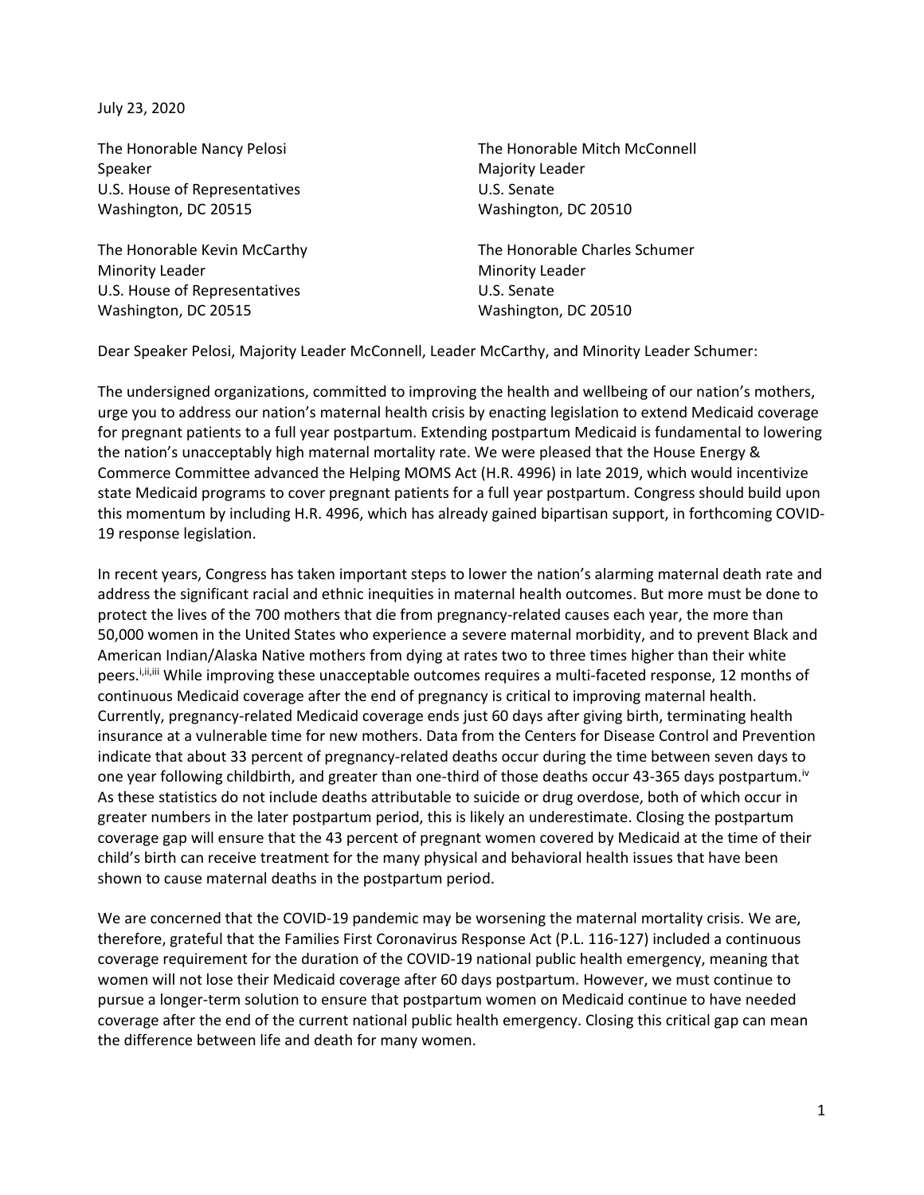July 23, 2020

The Honorable Nancy Pelosi
Speaker
U.S. House of Representatives
Washington, DC 20515

The Honorable Mitch McConnell
Majority Leader
U.S. Senate
Washington, DC 20510

The Honorable Kevin McCarthy
Minority Leader
U.S. House of Representatives
Washington, DC 20515

The Honorable Charles Schumer
Minority Leader
U.S. Senate
Washington, DC 20510

Dear Speaker Pelosi, Majority Leader McConnell, Leader McCarthy, and Minority Leader Schumer:

The undersigned organizations, committed to improving the health and wellbeing of our nation's mothers, urge you to address our nation's maternal health crisis by enacting legislation to extend Medicaid coverage for pregnant patients to a full year postpartum. Extending postpartum Medicaid is fundamental to lowering the nation's unacceptably high maternal mortality rate. We were pleased that the House Energy & Commerce Committee advanced the Helping MOMS Act (H.R. 4996) in late 2019, which would incentivize state Medicaid programs to cover pregnant patients for a full year postpartum. Congress should build upon this momentum by including H.R. 4996, which has already gained bipartisan support, in forthcoming COVID-19 response legislation.

In recent years, Congress has taken important steps to lower the nation's alarming maternal death rate and address the significant racial and ethnic inequities in maternal health outcomes. But more must be done to protect the lives of the 700 mothers that die from pregnancy-related causes each year, the more than 50,000 women in the United States who experience a severe maternal morbidity, and to prevent Black and American Indian/Alaska Native mothers from dying at rates two to three times higher than their white peers.[i,ii,iii] While improving these unacceptable outcomes requires a multi-faceted response, 12 months of continuous Medicaid coverage after the end of pregnancy is critical to improving maternal health. Currently, pregnancy-related Medicaid coverage ends just 60 days after giving birth, terminating health insurance at a vulnerable time for new mothers. Data from the Centers for Disease Control and Prevention indicate that about 33 percent of pregnancy-related deaths occur during the time between seven days to one year following childbirth, and greater than one-third of those deaths occur 43-365 days postpartum.[iv] As these statistics do not include deaths attributable to suicide or drug overdose, both of which occur in greater numbers in the later postpartum period, this is likely an underestimate. Closing the postpartum coverage gap will ensure that the 43 percent of pregnant women covered by Medicaid at the time of their child's birth can receive treatment for the many physical and behavioral health issues that have been shown to cause maternal deaths in the postpartum period.

We are concerned that the COVID-19 pandemic may be worsening the maternal mortality crisis. We are, therefore, grateful that the Families First Coronavirus Response Act (P.L. 116-127) included a continuous coverage requirement for the duration of the COVID-19 national public health emergency, meaning that women will not lose their Medicaid coverage after 60 days postpartum. However, we must continue to pursue a longer-term solution to ensure that postpartum women on Medicaid continue to have needed coverage after the end of the current national public health emergency. Closing this critical gap can mean the difference between life and death for many women.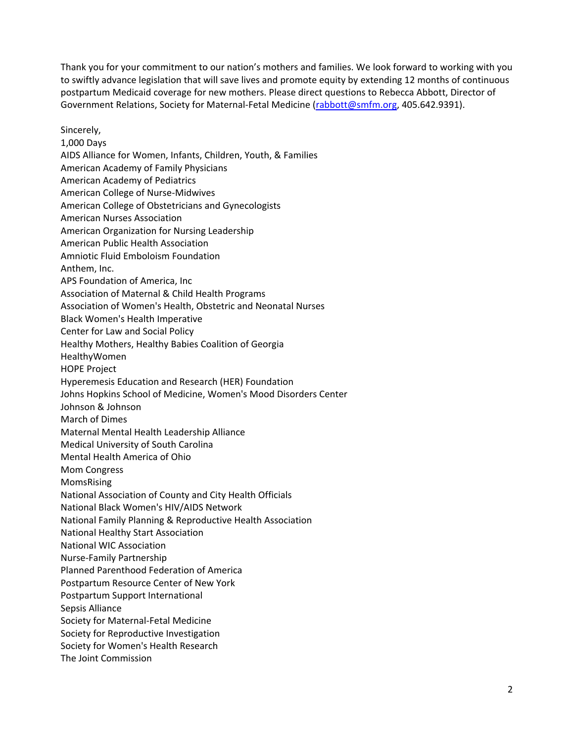Thank you for your commitment to our nation's mothers and families. We look forward to working with you to swiftly advance legislation that will save lives and promote equity by extending 12 months of continuous postpartum Medicaid coverage for new mothers. Please direct questions to Rebecca Abbott, Director of Government Relations, Society for Maternal-Fetal Medicine ([rabbott@smfm.org](mailto:rabbott@smfm.org), 405.642.9391).

Sincerely,  
1,000 Days  
AIDS Alliance for Women, Infants, Children, Youth, & Families  
American Academy of Family Physicians  
American Academy of Pediatrics  
American College of Nurse-Midwives  
American College of Obstetricians and Gynecologists  
American Nurses Association  
American Organization for Nursing Leadership  
American Public Health Association  
Amniotic Fluid Emboloism Foundation  
Anthem, Inc.  
APS Foundation of America, Inc  
Association of Maternal & Child Health Programs  
Association of Women's Health, Obstetric and Neonatal Nurses  
Black Women's Health Imperative  
Center for Law and Social Policy  
Healthy Mothers, Healthy Babies Coalition of Georgia  
HealthyWomen  
HOPE Project  
Hyperemesis Education and Research (HER) Foundation  
Johns Hopkins School of Medicine, Women's Mood Disorders Center  
Johnson & Johnson  
March of Dimes  
Maternal Mental Health Leadership Alliance  
Medical University of South Carolina  
Mental Health America of Ohio  
Mom Congress  
MomsRising  
National Association of County and City Health Officials  
National Black Women's HIV/AIDS Network  
National Family Planning & Reproductive Health Association  
National Healthy Start Association  
National WIC Association  
Nurse-Family Partnership  
Planned Parenthood Federation of America  
Postpartum Resource Center of New York  
Postpartum Support International  
Sepsis Alliance  
Society for Maternal-Fetal Medicine  
Society for Reproductive Investigation  
Society for Women's Health Research  
The Joint Commission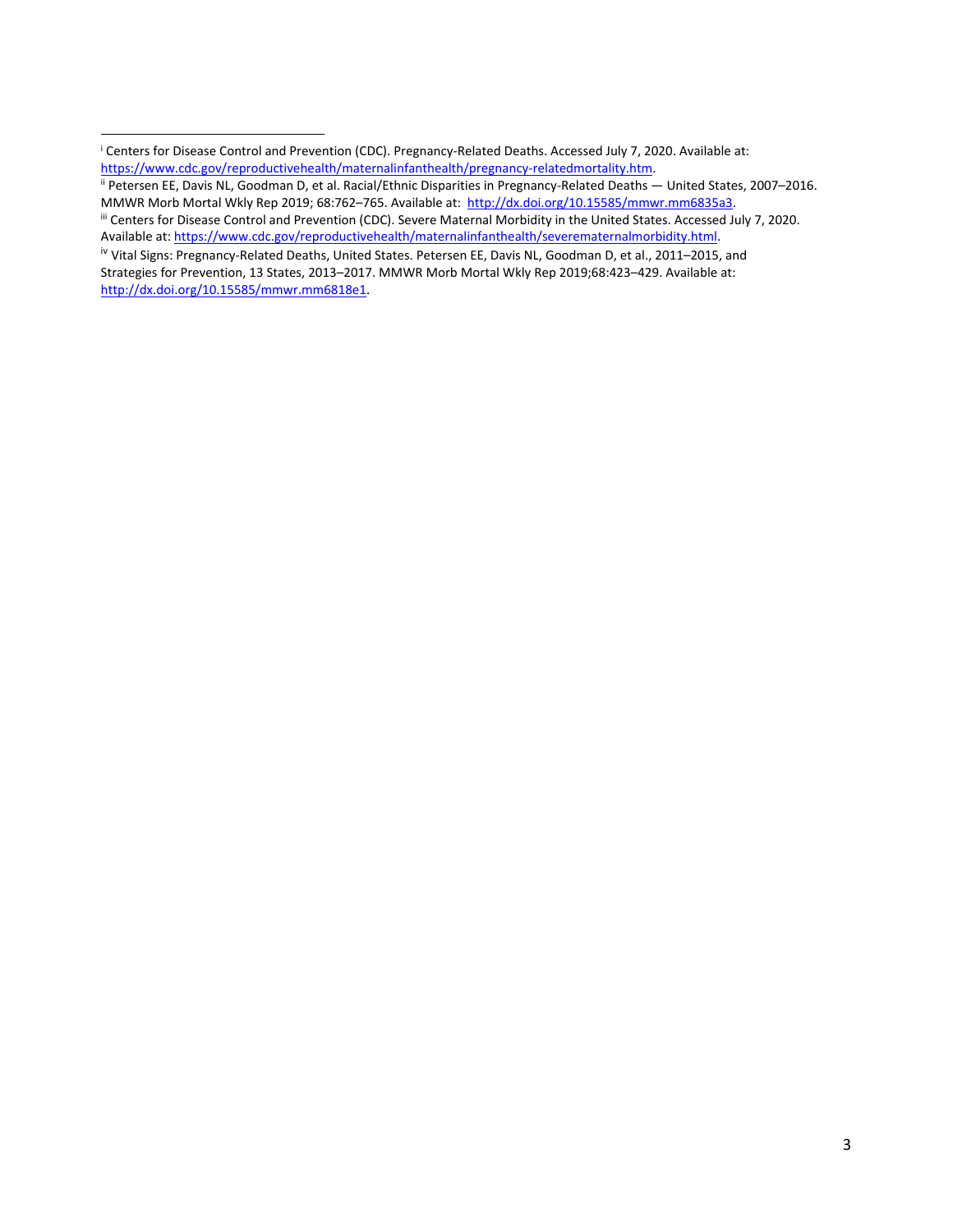---

[i] Centers for Disease Control and Prevention (CDC). Pregnancy-Related Deaths. Accessed July 7, 2020. Available at: https://www.cdc.gov/reproductivehealth/maternalinfanthealth/pregnancy-relatedmortality.htm.

[ii] Petersen EE, Davis NL, Goodman D, et al. Racial/Ethnic Disparities in Pregnancy-Related Deaths — United States, 2007–2016. MMWR Morb Mortal Wkly Rep 2019; 68:762–765. Available at: http://dx.doi.org/10.15585/mmwr.mm6835a3.

[iii] Centers for Disease Control and Prevention (CDC). Severe Maternal Morbidity in the United States. Accessed July 7, 2020. Available at: https://www.cdc.gov/reproductivehealth/maternalinfanthealth/severematernalmorbidity.html.

[iv] Vital Signs: Pregnancy-Related Deaths, United States. Petersen EE, Davis NL, Goodman D, et al., 2011–2015, and Strategies for Prevention, 13 States, 2013–2017. MMWR Morb Mortal Wkly Rep 2019;68:423–429. Available at: http://dx.doi.org/10.15585/mmwr.mm6818e1.